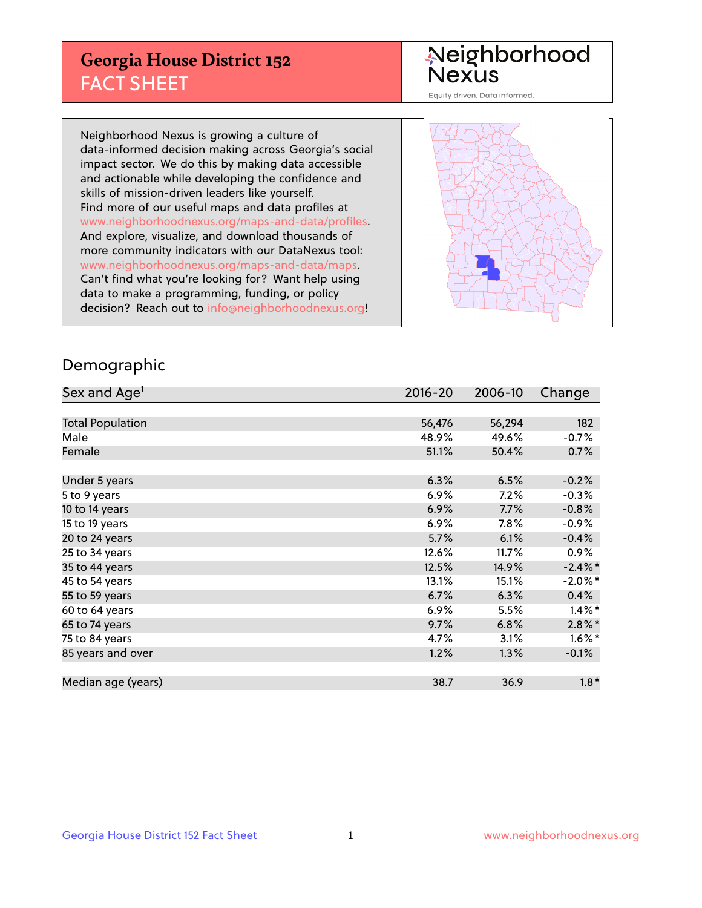# Georgia House District 152
## FACT SHEET

Neighborhood Nexus

Equity driven. Data informed.

Neighborhood Nexus is growing a culture of data-informed decision making across Georgia's social impact sector. We do this by making data accessible and actionable while developing the confidence and skills of mission-driven leaders like yourself. Find more of our useful maps and data profiles at www.neighborhoodnexus.org/maps-and-data/profiles. And explore, visualize, and download thousands of more community indicators with our DataNexus tool: www.neighborhoodnexus.org/maps-and-data/maps. Can't find what you're looking for? Want help using data to make a programming, funding, or policy decision? Reach out to info@neighborhoodnexus.org!

## Demographic

| Sex and Age[1] | 2016-20 | 2006-10 | Change |
|---|---|---|---|
| Total Population | 56,476 | 56,294 | 182 |
| Male | 48.9% | 49.6% | -0.7% |
| Female | 51.1% | 50.4% | 0.7% |
| Under 5 years | 6.3% | 6.5% | -0.2% |
| 5 to 9 years | 6.9% | 7.2% | -0.3% |
| 10 to 14 years | 6.9% | 7.7% | -0.8% |
| 15 to 19 years | 6.9% | 7.8% | -0.9% |
| 20 to 24 years | 5.7% | 6.1% | -0.4% |
| 25 to 34 years | 12.6% | 11.7% | 0.9% |
| 35 to 44 years | 12.5% | 14.9% | -2.4%* |
| 45 to 54 years | 13.1% | 15.1% | -2.0%* |
| 55 to 59 years | 6.7% | 6.3% | 0.4% |
| 60 to 64 years | 6.9% | 5.5% | 1.4%* |
| 65 to 74 years | 9.7% | 6.8% | 2.8%* |
| 75 to 84 years | 4.7% | 3.1% | 1.6%* |
| 85 years and over | 1.2% | 1.3% | -0.1% |
| Median age (years) | 38.7 | 36.9 | 1.8* |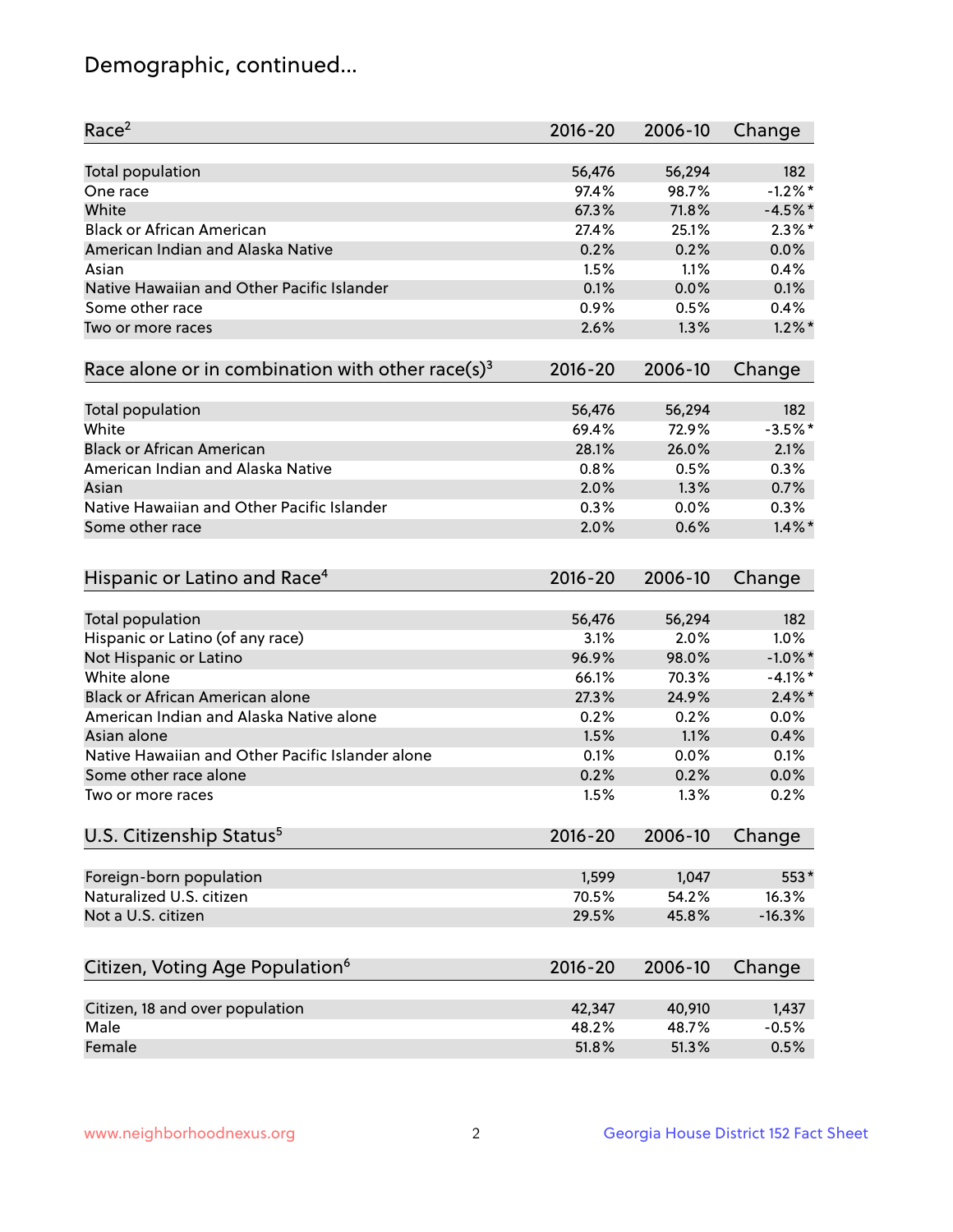# Demographic, continued...

| Race[2] | 2016-20 | 2006-10 | Change |
|---|---|---|---|
| Total population | 56,476 | 56,294 | 182 |
| One race | 97.4% | 98.7% | -1.2%* |
| White | 67.3% | 71.8% | -4.5%* |
| Black or African American | 27.4% | 25.1% | 2.3%* |
| American Indian and Alaska Native | 0.2% | 0.2% | 0.0% |
| Asian | 1.5% | 1.1% | 0.4% |
| Native Hawaiian and Other Pacific Islander | 0.1% | 0.0% | 0.1% |
| Some other race | 0.9% | 0.5% | 0.4% |
| Two or more races | 2.6% | 1.3% | 1.2%* |

| Race alone or in combination with other race(s)[3] | 2016-20 | 2006-10 | Change |
|---|---|---|---|
| Total population | 56,476 | 56,294 | 182 |
| White | 69.4% | 72.9% | -3.5%* |
| Black or African American | 28.1% | 26.0% | 2.1% |
| American Indian and Alaska Native | 0.8% | 0.5% | 0.3% |
| Asian | 2.0% | 1.3% | 0.7% |
| Native Hawaiian and Other Pacific Islander | 0.3% | 0.0% | 0.3% |
| Some other race | 2.0% | 0.6% | 1.4%* |

| Hispanic or Latino and Race[4] | 2016-20 | 2006-10 | Change |
|---|---|---|---|
| Total population | 56,476 | 56,294 | 182 |
| Hispanic or Latino (of any race) | 3.1% | 2.0% | 1.0% |
| Not Hispanic or Latino | 96.9% | 98.0% | -1.0%* |
| White alone | 66.1% | 70.3% | -4.1%* |
| Black or African American alone | 27.3% | 24.9% | 2.4%* |
| American Indian and Alaska Native alone | 0.2% | 0.2% | 0.0% |
| Asian alone | 1.5% | 1.1% | 0.4% |
| Native Hawaiian and Other Pacific Islander alone | 0.1% | 0.0% | 0.1% |
| Some other race alone | 0.2% | 0.2% | 0.0% |
| Two or more races | 1.5% | 1.3% | 0.2% |

| U.S. Citizenship Status[5] | 2016-20 | 2006-10 | Change |
|---|---|---|---|
| Foreign-born population | 1,599 | 1,047 | 553* |
| Naturalized U.S. citizen | 70.5% | 54.2% | 16.3% |
| Not a U.S. citizen | 29.5% | 45.8% | -16.3% |

| Citizen, Voting Age Population[6] | 2016-20 | 2006-10 | Change |
|---|---|---|---|
| Citizen, 18 and over population | 42,347 | 40,910 | 1,437 |
| Male | 48.2% | 48.7% | -0.5% |
| Female | 51.8% | 51.3% | 0.5% |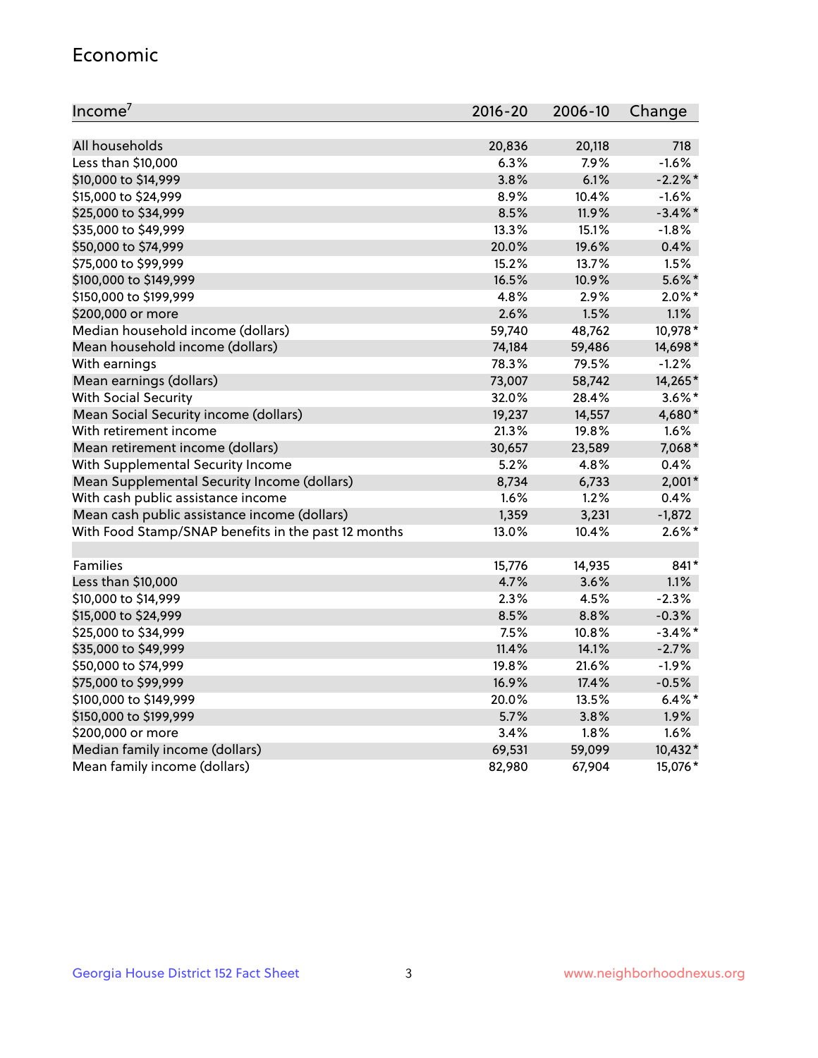## Economic

| Income[7] | 2016-20 | 2006-10 | Change |
|---|---|---|---|
| All households | 20,836 | 20,118 | 718 |
| Less than $10,000 | 6.3% | 7.9% | -1.6% |
| $10,000 to $14,999 | 3.8% | 6.1% | -2.2%* |
| $15,000 to $24,999 | 8.9% | 10.4% | -1.6% |
| $25,000 to $34,999 | 8.5% | 11.9% | -3.4%* |
| $35,000 to $49,999 | 13.3% | 15.1% | -1.8% |
| $50,000 to $74,999 | 20.0% | 19.6% | 0.4% |
| $75,000 to $99,999 | 15.2% | 13.7% | 1.5% |
| $100,000 to $149,999 | 16.5% | 10.9% | 5.6%* |
| $150,000 to $199,999 | 4.8% | 2.9% | 2.0%* |
| $200,000 or more | 2.6% | 1.5% | 1.1% |
| Median household income (dollars) | 59,740 | 48,762 | 10,978* |
| Mean household income (dollars) | 74,184 | 59,486 | 14,698* |
| With earnings | 78.3% | 79.5% | -1.2% |
| Mean earnings (dollars) | 73,007 | 58,742 | 14,265* |
| With Social Security | 32.0% | 28.4% | 3.6%* |
| Mean Social Security income (dollars) | 19,237 | 14,557 | 4,680* |
| With retirement income | 21.3% | 19.8% | 1.6% |
| Mean retirement income (dollars) | 30,657 | 23,589 | 7,068* |
| With Supplemental Security Income | 5.2% | 4.8% | 0.4% |
| Mean Supplemental Security Income (dollars) | 8,734 | 6,733 | 2,001* |
| With cash public assistance income | 1.6% | 1.2% | 0.4% |
| Mean cash public assistance income (dollars) | 1,359 | 3,231 | -1,872 |
| With Food Stamp/SNAP benefits in the past 12 months | 13.0% | 10.4% | 2.6%* |
| | | | |
| Families | 15,776 | 14,935 | 841* |
| Less than $10,000 | 4.7% | 3.6% | 1.1% |
| $10,000 to $14,999 | 2.3% | 4.5% | -2.3% |
| $15,000 to $24,999 | 8.5% | 8.8% | -0.3% |
| $25,000 to $34,999 | 7.5% | 10.8% | -3.4%* |
| $35,000 to $49,999 | 11.4% | 14.1% | -2.7% |
| $50,000 to $74,999 | 19.8% | 21.6% | -1.9% |
| $75,000 to $99,999 | 16.9% | 17.4% | -0.5% |
| $100,000 to $149,999 | 20.0% | 13.5% | 6.4%* |
| $150,000 to $199,999 | 5.7% | 3.8% | 1.9% |
| $200,000 or more | 3.4% | 1.8% | 1.6% |
| Median family income (dollars) | 69,531 | 59,099 | 10,432* |
| Mean family income (dollars) | 82,980 | 67,904 | 15,076* |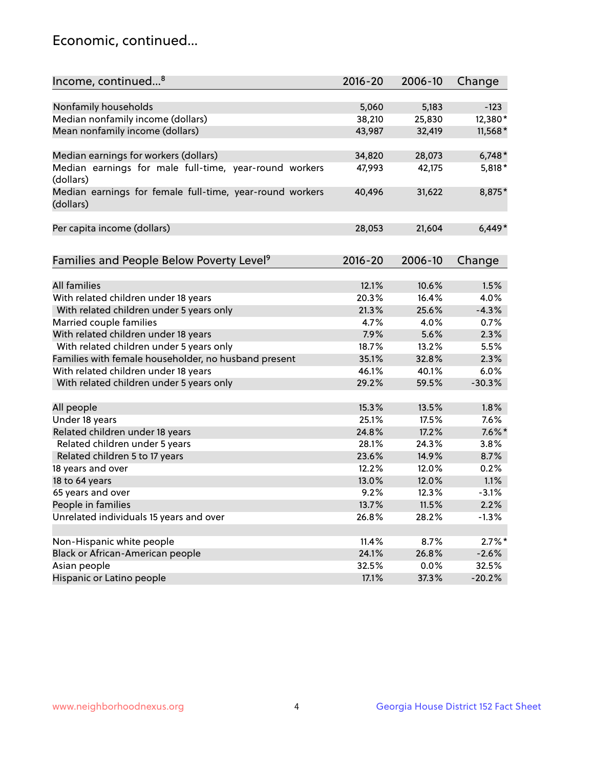## Economic, continued...

| Income, continued...[8] | 2016-20 | 2006-10 | Change |
|---|---|---|---|
| Nonfamily households | 5,060 | 5,183 | -123 |
| Median nonfamily income (dollars) | 38,210 | 25,830 | 12,380* |
| Mean nonfamily income (dollars) | 43,987 | 32,419 | 11,568* |
| Median earnings for workers (dollars) | 34,820 | 28,073 | 6,748* |
| Median earnings for male full-time, year-round workers (dollars) | 47,993 | 42,175 | 5,818* |
| Median earnings for female full-time, year-round workers (dollars) | 40,496 | 31,622 | 8,875* |
| Per capita income (dollars) | 28,053 | 21,604 | 6,449* |

| Families and People Below Poverty Level[9] | 2016-20 | 2006-10 | Change |
|---|---|---|---|
| All families | 12.1% | 10.6% | 1.5% |
| With related children under 18 years | 20.3% | 16.4% | 4.0% |
| With related children under 5 years only | 21.3% | 25.6% | -4.3% |
| Married couple families | 4.7% | 4.0% | 0.7% |
| With related children under 18 years | 7.9% | 5.6% | 2.3% |
| With related children under 5 years only | 18.7% | 13.2% | 5.5% |
| Families with female householder, no husband present | 35.1% | 32.8% | 2.3% |
| With related children under 18 years | 46.1% | 40.1% | 6.0% |
| With related children under 5 years only | 29.2% | 59.5% | -30.3% |
| All people | 15.3% | 13.5% | 1.8% |
| Under 18 years | 25.1% | 17.5% | 7.6% |
| Related children under 18 years | 24.8% | 17.2% | 7.6%* |
| Related children under 5 years | 28.1% | 24.3% | 3.8% |
| Related children 5 to 17 years | 23.6% | 14.9% | 8.7% |
| 18 years and over | 12.2% | 12.0% | 0.2% |
| 18 to 64 years | 13.0% | 12.0% | 1.1% |
| 65 years and over | 9.2% | 12.3% | -3.1% |
| People in families | 13.7% | 11.5% | 2.2% |
| Unrelated individuals 15 years and over | 26.8% | 28.2% | -1.3% |
| Non-Hispanic white people | 11.4% | 8.7% | 2.7%* |
| Black or African-American people | 24.1% | 26.8% | -2.6% |
| Asian people | 32.5% | 0.0% | 32.5% |
| Hispanic or Latino people | 17.1% | 37.3% | -20.2% |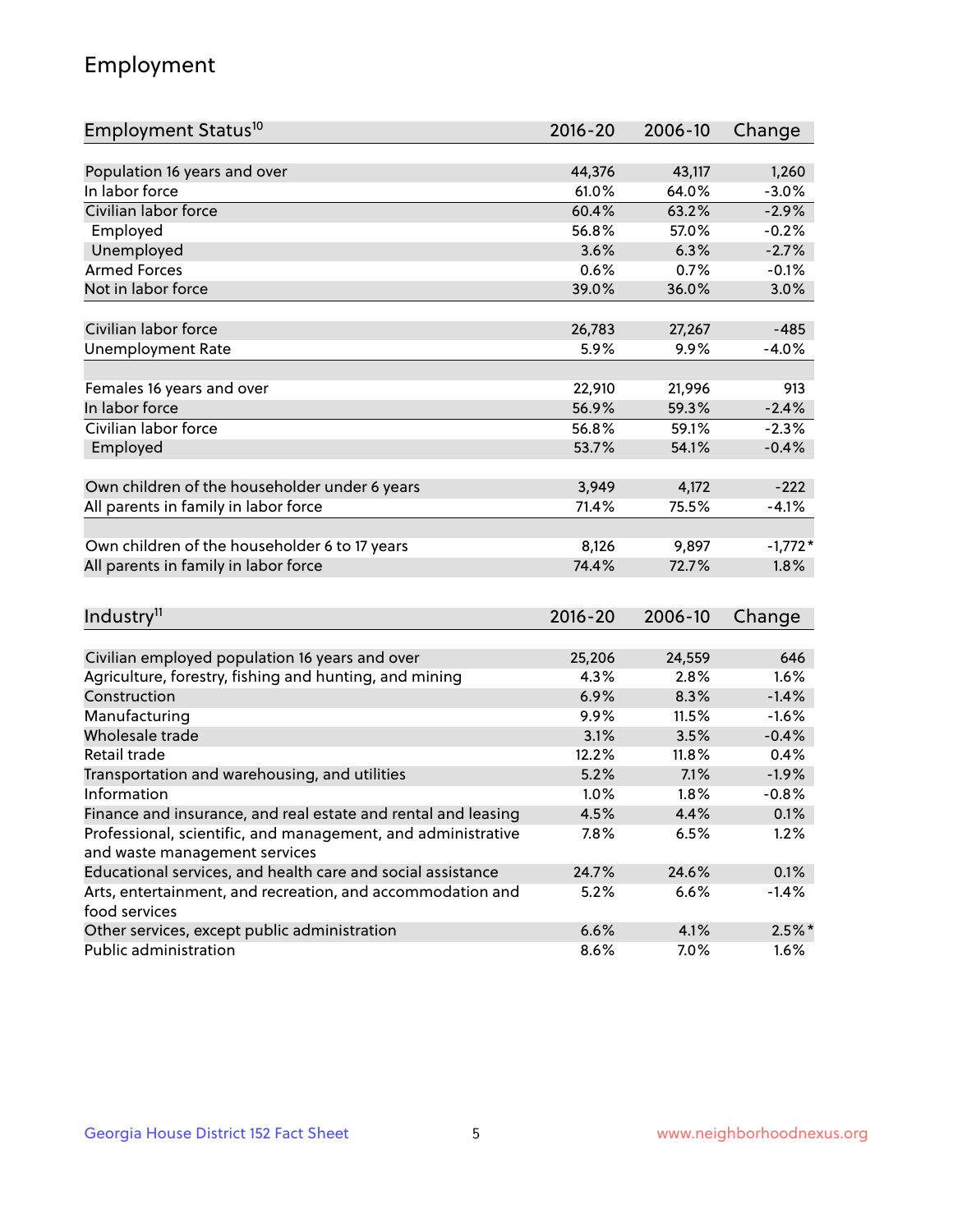# Employment

| Employment Status[10] | 2016-20 | 2006-10 | Change |
|---|---|---|---|
| Population 16 years and over | 44,376 | 43,117 | 1,260 |
| In labor force | 61.0% | 64.0% | -3.0% |
| Civilian labor force | 60.4% | 63.2% | -2.9% |
| Employed | 56.8% | 57.0% | -0.2% |
| Unemployed | 3.6% | 6.3% | -2.7% |
| Armed Forces | 0.6% | 0.7% | -0.1% |
| Not in labor force | 39.0% | 36.0% | 3.0% |
| | | | |
| Civilian labor force | 26,783 | 27,267 | -485 |
| Unemployment Rate | 5.9% | 9.9% | -4.0% |
| | | | |
| Females 16 years and over | 22,910 | 21,996 | 913 |
| In labor force | 56.9% | 59.3% | -2.4% |
| Civilian labor force | 56.8% | 59.1% | -2.3% |
| Employed | 53.7% | 54.1% | -0.4% |
| | | | |
| Own children of the householder under 6 years | 3,949 | 4,172 | -222 |
| All parents in family in labor force | 71.4% | 75.5% | -4.1% |
| | | | |
| Own children of the householder 6 to 17 years | 8,126 | 9,897 | -1,772* |
| All parents in family in labor force | 74.4% | 72.7% | 1.8% |

| Industry[11] | 2016-20 | 2006-10 | Change |
|---|---|---|---|
| Civilian employed population 16 years and over | 25,206 | 24,559 | 646 |
| Agriculture, forestry, fishing and hunting, and mining | 4.3% | 2.8% | 1.6% |
| Construction | 6.9% | 8.3% | -1.4% |
| Manufacturing | 9.9% | 11.5% | -1.6% |
| Wholesale trade | 3.1% | 3.5% | -0.4% |
| Retail trade | 12.2% | 11.8% | 0.4% |
| Transportation and warehousing, and utilities | 5.2% | 7.1% | -1.9% |
| Information | 1.0% | 1.8% | -0.8% |
| Finance and insurance, and real estate and rental and leasing | 4.5% | 4.4% | 0.1% |
| Professional, scientific, and management, and administrative and waste management services | 7.8% | 6.5% | 1.2% |
| Educational services, and health care and social assistance | 24.7% | 24.6% | 0.1% |
| Arts, entertainment, and recreation, and accommodation and food services | 5.2% | 6.6% | -1.4% |
| Other services, except public administration | 6.6% | 4.1% | 2.5%* |
| Public administration | 8.6% | 7.0% | 1.6% |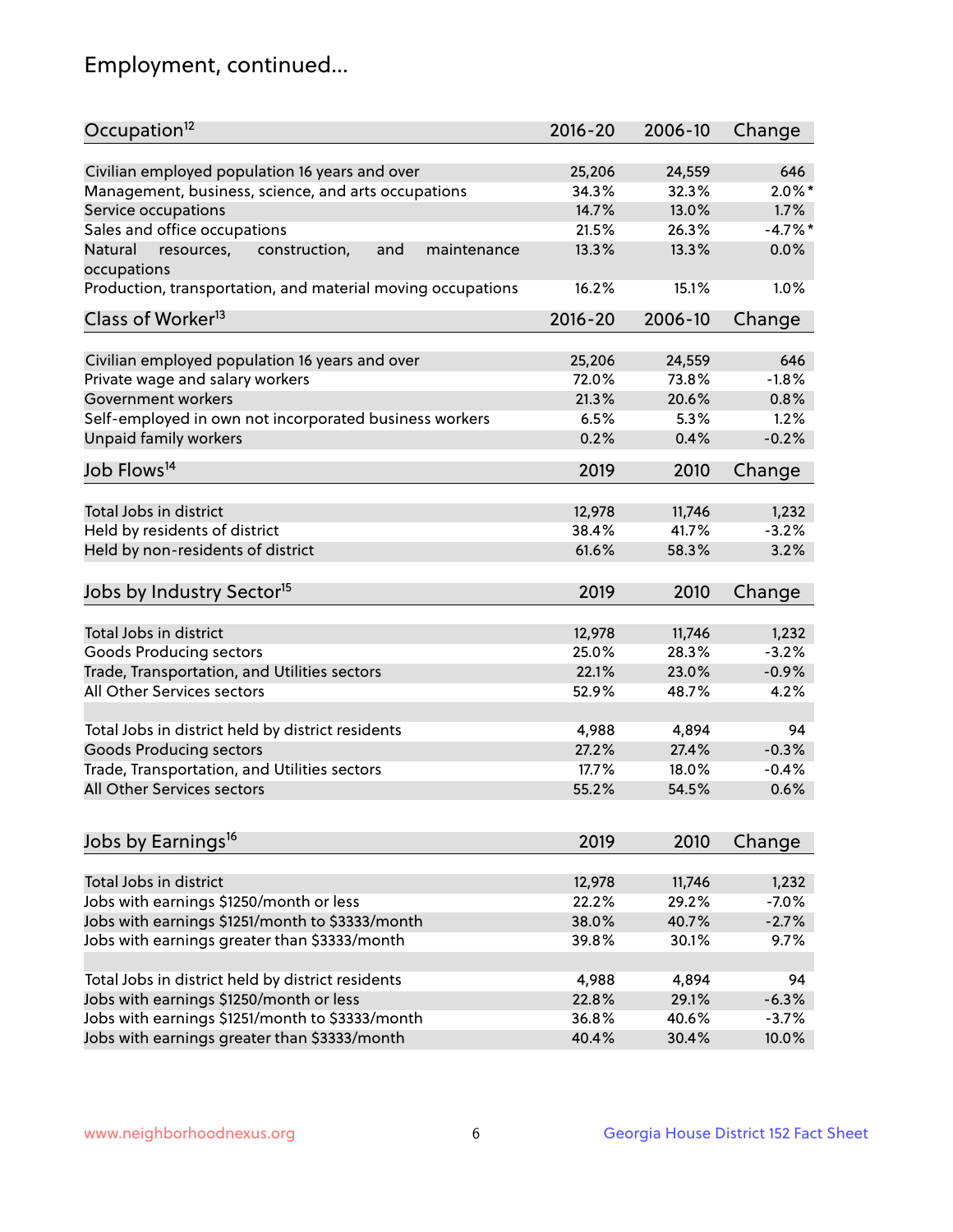## Employment, continued...

| Occupation[12] | 2016-20 | 2006-10 | Change |
|---|---|---|---|
| Civilian employed population 16 years and over | 25,206 | 24,559 | 646 |
| Management, business, science, and arts occupations | 34.3% | 32.3% | 2.0%* |
| Service occupations | 14.7% | 13.0% | 1.7% |
| Sales and office occupations | 21.5% | 26.3% | -4.7%* |
| Natural resources, construction, and maintenance occupations | 13.3% | 13.3% | 0.0% |
| Production, transportation, and material moving occupations | 16.2% | 15.1% | 1.0% |

| Class of Worker[13] | 2016-20 | 2006-10 | Change |
|---|---|---|---|
| Civilian employed population 16 years and over | 25,206 | 24,559 | 646 |
| Private wage and salary workers | 72.0% | 73.8% | -1.8% |
| Government workers | 21.3% | 20.6% | 0.8% |
| Self-employed in own not incorporated business workers | 6.5% | 5.3% | 1.2% |
| Unpaid family workers | 0.2% | 0.4% | -0.2% |

| Job Flows[14] | 2019 | 2010 | Change |
|---|---|---|---|
| Total Jobs in district | 12,978 | 11,746 | 1,232 |
| Held by residents of district | 38.4% | 41.7% | -3.2% |
| Held by non-residents of district | 61.6% | 58.3% | 3.2% |

| Jobs by Industry Sector[15] | 2019 | 2010 | Change |
|---|---|---|---|
| Total Jobs in district | 12,978 | 11,746 | 1,232 |
| Goods Producing sectors | 25.0% | 28.3% | -3.2% |
| Trade, Transportation, and Utilities sectors | 22.1% | 23.0% | -0.9% |
| All Other Services sectors | 52.9% | 48.7% | 4.2% |
| | | | |
| Total Jobs in district held by district residents | 4,988 | 4,894 | 94 |
| Goods Producing sectors | 27.2% | 27.4% | -0.3% |
| Trade, Transportation, and Utilities sectors | 17.7% | 18.0% | -0.4% |
| All Other Services sectors | 55.2% | 54.5% | 0.6% |

| Jobs by Earnings[16] | 2019 | 2010 | Change |
|---|---|---|---|
| Total Jobs in district | 12,978 | 11,746 | 1,232 |
| Jobs with earnings $1250/month or less | 22.2% | 29.2% | -7.0% |
| Jobs with earnings $1251/month to $3333/month | 38.0% | 40.7% | -2.7% |
| Jobs with earnings greater than $3333/month | 39.8% | 30.1% | 9.7% |
| | | | |
| Total Jobs in district held by district residents | 4,988 | 4,894 | 94 |
| Jobs with earnings $1250/month or less | 22.8% | 29.1% | -6.3% |
| Jobs with earnings $1251/month to $3333/month | 36.8% | 40.6% | -3.7% |
| Jobs with earnings greater than $3333/month | 40.4% | 30.4% | 10.0% |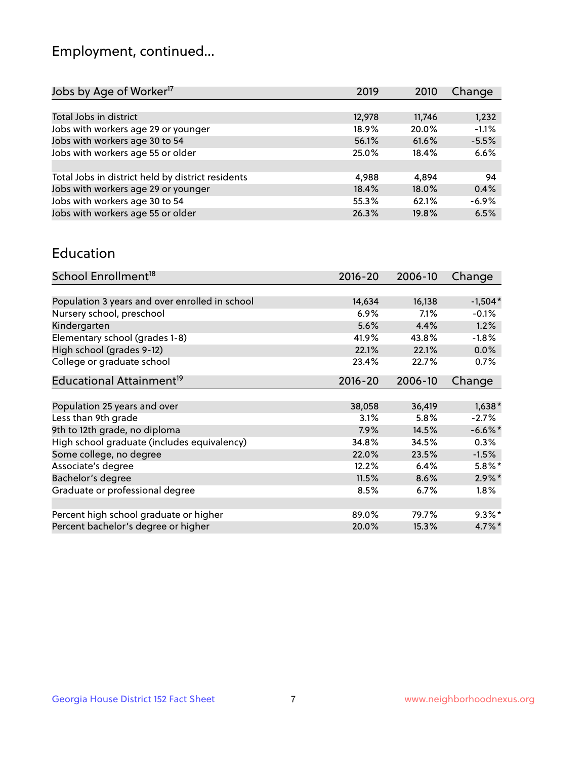## Employment, continued...

| Jobs by Age of Worker[17] | 2019 | 2010 | Change |
|---|---|---|---|
| Total Jobs in district | 12,978 | 11,746 | 1,232 |
| Jobs with workers age 29 or younger | 18.9% | 20.0% | -1.1% |
| Jobs with workers age 30 to 54 | 56.1% | 61.6% | -5.5% |
| Jobs with workers age 55 or older | 25.0% | 18.4% | 6.6% |
| | | | |
| Total Jobs in district held by district residents | 4,988 | 4,894 | 94 |
| Jobs with workers age 29 or younger | 18.4% | 18.0% | 0.4% |
| Jobs with workers age 30 to 54 | 55.3% | 62.1% | -6.9% |
| Jobs with workers age 55 or older | 26.3% | 19.8% | 6.5% |

## Education

| School Enrollment[18] | 2016-20 | 2006-10 | Change |
|---|---|---|---|
| Population 3 years and over enrolled in school | 14,634 | 16,138 | -1,504* |
| Nursery school, preschool | 6.9% | 7.1% | -0.1% |
| Kindergarten | 5.6% | 4.4% | 1.2% |
| Elementary school (grades 1-8) | 41.9% | 43.8% | -1.8% |
| High school (grades 9-12) | 22.1% | 22.1% | 0.0% |
| College or graduate school | 23.4% | 22.7% | 0.7% |

| Educational Attainment[19] | 2016-20 | 2006-10 | Change |
|---|---|---|---|
| Population 25 years and over | 38,058 | 36,419 | 1,638* |
| Less than 9th grade | 3.1% | 5.8% | -2.7% |
| 9th to 12th grade, no diploma | 7.9% | 14.5% | -6.6%* |
| High school graduate (includes equivalency) | 34.8% | 34.5% | 0.3% |
| Some college, no degree | 22.0% | 23.5% | -1.5% |
| Associate's degree | 12.2% | 6.4% | 5.8%* |
| Bachelor's degree | 11.5% | 8.6% | 2.9%* |
| Graduate or professional degree | 8.5% | 6.7% | 1.8% |
| | | | |
| Percent high school graduate or higher | 89.0% | 79.7% | 9.3%* |
| Percent bachelor's degree or higher | 20.0% | 15.3% | 4.7%* |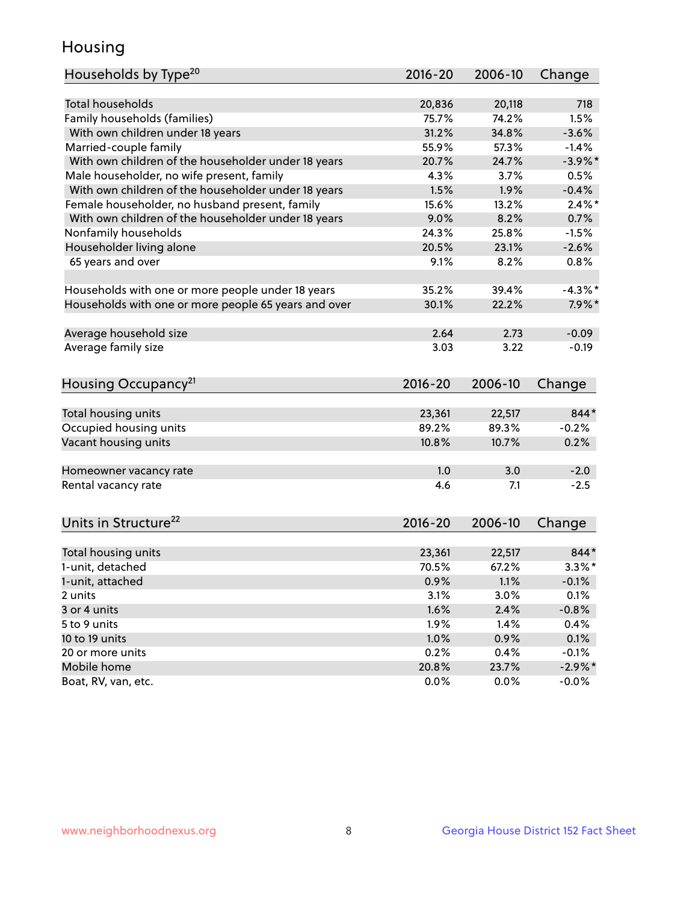# Housing

| Households by Type[20] | 2016-20 | 2006-10 | Change |
|---|---|---|---|
| Total households | 20,836 | 20,118 | 718 |
| Family households (families) | 75.7% | 74.2% | 1.5% |
| With own children under 18 years | 31.2% | 34.8% | -3.6% |
| Married-couple family | 55.9% | 57.3% | -1.4% |
| With own children of the householder under 18 years | 20.7% | 24.7% | -3.9%* |
| Male householder, no wife present, family | 4.3% | 3.7% | 0.5% |
| With own children of the householder under 18 years | 1.5% | 1.9% | -0.4% |
| Female householder, no husband present, family | 15.6% | 13.2% | 2.4%* |
| With own children of the householder under 18 years | 9.0% | 8.2% | 0.7% |
| Nonfamily households | 24.3% | 25.8% | -1.5% |
| Householder living alone | 20.5% | 23.1% | -2.6% |
| 65 years and over | 9.1% | 8.2% | 0.8% |
| | | | |
| Households with one or more people under 18 years | 35.2% | 39.4% | -4.3%* |
| Households with one or more people 65 years and over | 30.1% | 22.2% | 7.9%* |
| | | | |
| Average household size | 2.64 | 2.73 | -0.09 |
| Average family size | 3.03 | 3.22 | -0.19 |

| Housing Occupancy[21] | 2016-20 | 2006-10 | Change |
|---|---|---|---|
| Total housing units | 23,361 | 22,517 | 844* |
| Occupied housing units | 89.2% | 89.3% | -0.2% |
| Vacant housing units | 10.8% | 10.7% | 0.2% |
| | | | |
| Homeowner vacancy rate | 1.0 | 3.0 | -2.0 |
| Rental vacancy rate | 4.6 | 7.1 | -2.5 |

| Units in Structure[22] | 2016-20 | 2006-10 | Change |
|---|---|---|---|
| Total housing units | 23,361 | 22,517 | 844* |
| 1-unit, detached | 70.5% | 67.2% | 3.3%* |
| 1-unit, attached | 0.9% | 1.1% | -0.1% |
| 2 units | 3.1% | 3.0% | 0.1% |
| 3 or 4 units | 1.6% | 2.4% | -0.8% |
| 5 to 9 units | 1.9% | 1.4% | 0.4% |
| 10 to 19 units | 1.0% | 0.9% | 0.1% |
| 20 or more units | 0.2% | 0.4% | -0.1% |
| Mobile home | 20.8% | 23.7% | -2.9%* |
| Boat, RV, van, etc. | 0.0% | 0.0% | -0.0% |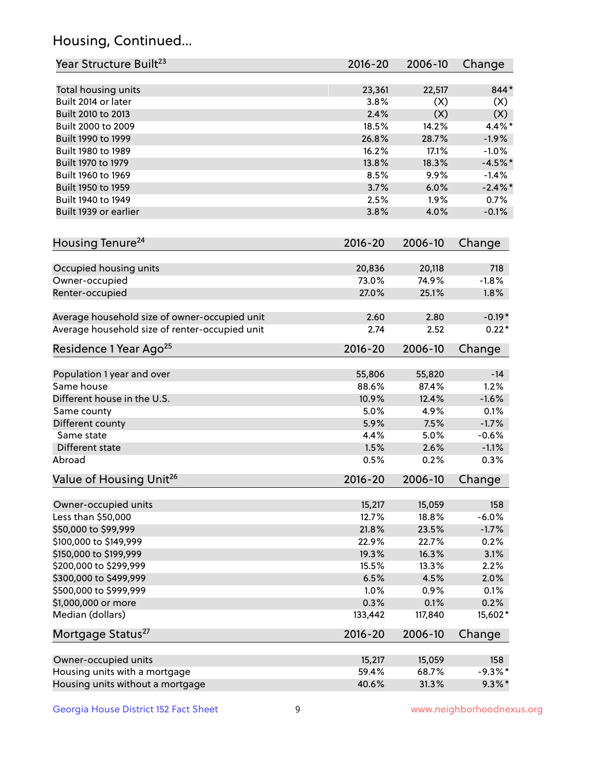## Housing, Continued...

| Year Structure Built[23] | 2016-20 | 2006-10 | Change |
|---|---|---|---|
| Total housing units | 23,361 | 22,517 | 844* |
| Built 2014 or later | 3.8% | (X) | (X) |
| Built 2010 to 2013 | 2.4% | (X) | (X) |
| Built 2000 to 2009 | 18.5% | 14.2% | 4.4%* |
| Built 1990 to 1999 | 26.8% | 28.7% | -1.9% |
| Built 1980 to 1989 | 16.2% | 17.1% | -1.0% |
| Built 1970 to 1979 | 13.8% | 18.3% | -4.5%* |
| Built 1960 to 1969 | 8.5% | 9.9% | -1.4% |
| Built 1950 to 1959 | 3.7% | 6.0% | -2.4%* |
| Built 1940 to 1949 | 2.5% | 1.9% | 0.7% |
| Built 1939 or earlier | 3.8% | 4.0% | -0.1% |

| Housing Tenure[24] | 2016-20 | 2006-10 | Change |
|---|---|---|---|
| Occupied housing units | 20,836 | 20,118 | 718 |
| Owner-occupied | 73.0% | 74.9% | -1.8% |
| Renter-occupied | 27.0% | 25.1% | 1.8% |
| Average household size of owner-occupied unit | 2.60 | 2.80 | -0.19* |
| Average household size of renter-occupied unit | 2.74 | 2.52 | 0.22* |

| Residence 1 Year Ago[25] | 2016-20 | 2006-10 | Change |
|---|---|---|---|
| Population 1 year and over | 55,806 | 55,820 | -14 |
| Same house | 88.6% | 87.4% | 1.2% |
| Different house in the U.S. | 10.9% | 12.4% | -1.6% |
| Same county | 5.0% | 4.9% | 0.1% |
| Different county | 5.9% | 7.5% | -1.7% |
| Same state | 4.4% | 5.0% | -0.6% |
| Different state | 1.5% | 2.6% | -1.1% |
| Abroad | 0.5% | 0.2% | 0.3% |

| Value of Housing Unit[26] | 2016-20 | 2006-10 | Change |
|---|---|---|---|
| Owner-occupied units | 15,217 | 15,059 | 158 |
| Less than $50,000 | 12.7% | 18.8% | -6.0% |
| $50,000 to $99,999 | 21.8% | 23.5% | -1.7% |
| $100,000 to $149,999 | 22.9% | 22.7% | 0.2% |
| $150,000 to $199,999 | 19.3% | 16.3% | 3.1% |
| $200,000 to $299,999 | 15.5% | 13.3% | 2.2% |
| $300,000 to $499,999 | 6.5% | 4.5% | 2.0% |
| $500,000 to $999,999 | 1.0% | 0.9% | 0.1% |
| $1,000,000 or more | 0.3% | 0.1% | 0.2% |
| Median (dollars) | 133,442 | 117,840 | 15,602* |

| Mortgage Status[27] | 2016-20 | 2006-10 | Change |
|---|---|---|---|
| Owner-occupied units | 15,217 | 15,059 | 158 |
| Housing units with a mortgage | 59.4% | 68.7% | -9.3%* |
| Housing units without a mortgage | 40.6% | 31.3% | 9.3%* |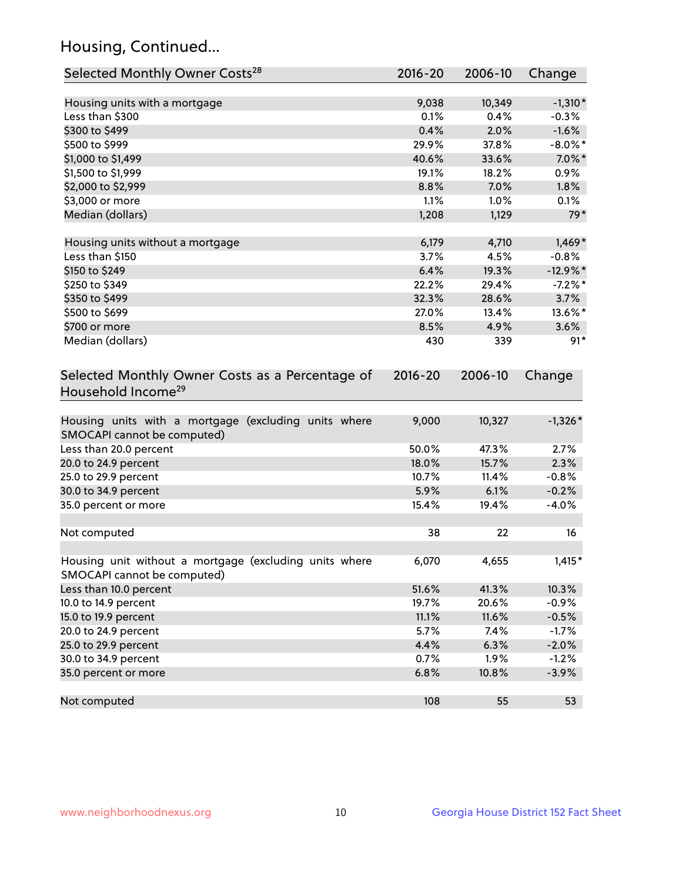## Housing, Continued...

| Selected Monthly Owner Costs[28] | 2016-20 | 2006-10 | Change |
|---|---|---|---|
| Housing units with a mortgage | 9,038 | 10,349 | -1,310* |
| Less than $300 | 0.1% | 0.4% | -0.3% |
| $300 to $499 | 0.4% | 2.0% | -1.6% |
| $500 to $999 | 29.9% | 37.8% | -8.0%* |
| $1,000 to $1,499 | 40.6% | 33.6% | 7.0%* |
| $1,500 to $1,999 | 19.1% | 18.2% | 0.9% |
| $2,000 to $2,999 | 8.8% | 7.0% | 1.8% |
| $3,000 or more | 1.1% | 1.0% | 0.1% |
| Median (dollars) | 1,208 | 1,129 | 79* |
| | | | |
| Housing units without a mortgage | 6,179 | 4,710 | 1,469* |
| Less than $150 | 3.7% | 4.5% | -0.8% |
| $150 to $249 | 6.4% | 19.3% | -12.9%* |
| $250 to $349 | 22.2% | 29.4% | -7.2%* |
| $350 to $499 | 32.3% | 28.6% | 3.7% |
| $500 to $699 | 27.0% | 13.4% | 13.6%* |
| $700 or more | 8.5% | 4.9% | 3.6% |
| Median (dollars) | 430 | 339 | 91* |

| Selected Monthly Owner Costs as a Percentage of Household Income[29] | 2016-20 | 2006-10 | Change |
|---|---|---|---|
| Housing units with a mortgage (excluding units where SMOCAPI cannot be computed) | 9,000 | 10,327 | -1,326* |
| Less than 20.0 percent | 50.0% | 47.3% | 2.7% |
| 20.0 to 24.9 percent | 18.0% | 15.7% | 2.3% |
| 25.0 to 29.9 percent | 10.7% | 11.4% | -0.8% |
| 30.0 to 34.9 percent | 5.9% | 6.1% | -0.2% |
| 35.0 percent or more | 15.4% | 19.4% | -4.0% |
| | | | |
| Not computed | 38 | 22 | 16 |
| | | | |
| Housing unit without a mortgage (excluding units where SMOCAPI cannot be computed) | 6,070 | 4,655 | 1,415* |
| Less than 10.0 percent | 51.6% | 41.3% | 10.3% |
| 10.0 to 14.9 percent | 19.7% | 20.6% | -0.9% |
| 15.0 to 19.9 percent | 11.1% | 11.6% | -0.5% |
| 20.0 to 24.9 percent | 5.7% | 7.4% | -1.7% |
| 25.0 to 29.9 percent | 4.4% | 6.3% | -2.0% |
| 30.0 to 34.9 percent | 0.7% | 1.9% | -1.2% |
| 35.0 percent or more | 6.8% | 10.8% | -3.9% |
| | | | |
| Not computed | 108 | 55 | 53 |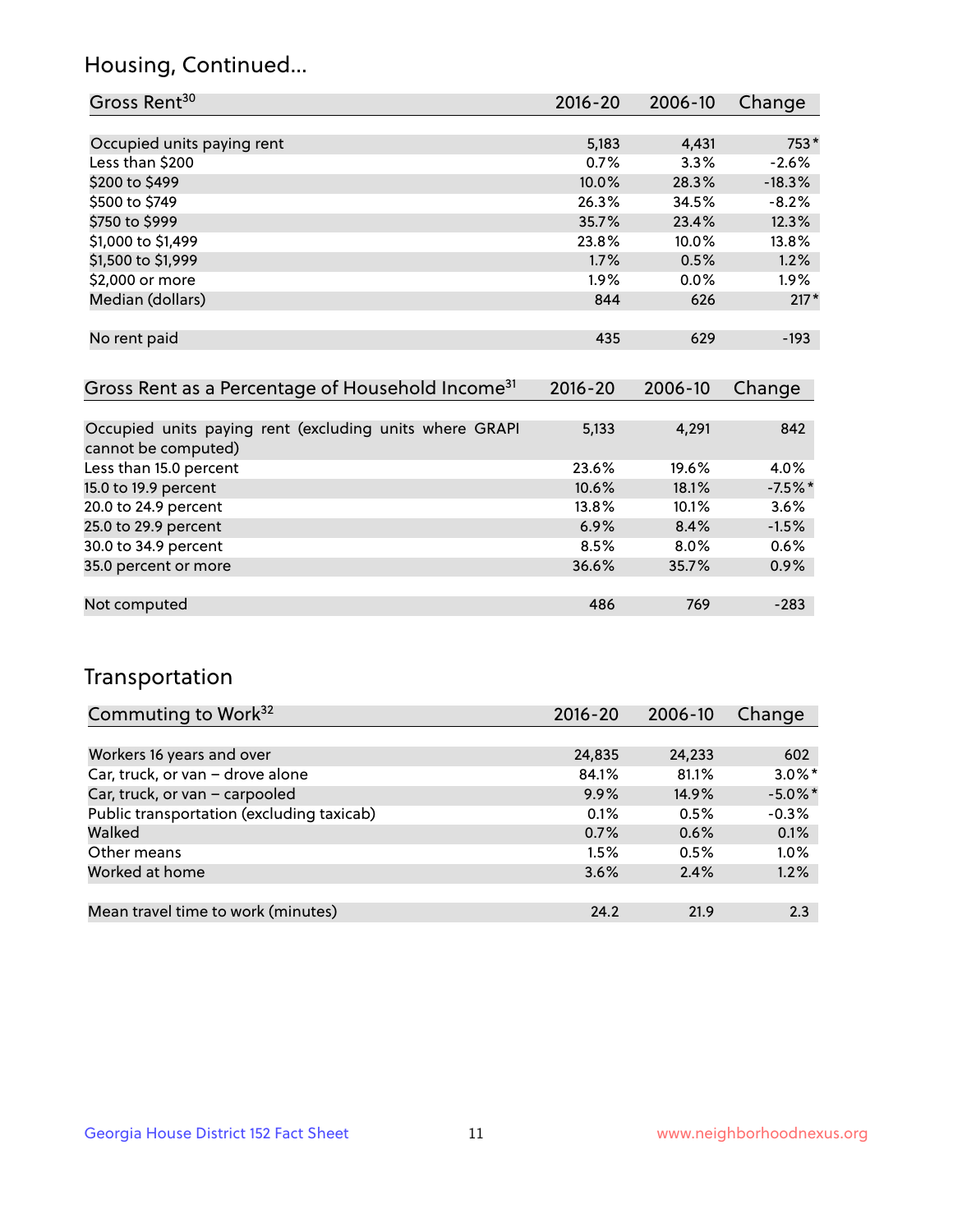## Housing, Continued...

| Gross Rent[30] | 2016-20 | 2006-10 | Change |
|---|---|---|---|
| Occupied units paying rent | 5,183 | 4,431 | 753* |
| Less than $200 | 0.7% | 3.3% | -2.6% |
| $200 to $499 | 10.0% | 28.3% | -18.3% |
| $500 to $749 | 26.3% | 34.5% | -8.2% |
| $750 to $999 | 35.7% | 23.4% | 12.3% |
| $1,000 to $1,499 | 23.8% | 10.0% | 13.8% |
| $1,500 to $1,999 | 1.7% | 0.5% | 1.2% |
| $2,000 or more | 1.9% | 0.0% | 1.9% |
| Median (dollars) | 844 | 626 | 217* |
| No rent paid | 435 | 629 | -193 |

| Gross Rent as a Percentage of Household Income[31] | 2016-20 | 2006-10 | Change |
|---|---|---|---|
| Occupied units paying rent (excluding units where GRAPI cannot be computed) | 5,133 | 4,291 | 842 |
| Less than 15.0 percent | 23.6% | 19.6% | 4.0% |
| 15.0 to 19.9 percent | 10.6% | 18.1% | -7.5%* |
| 20.0 to 24.9 percent | 13.8% | 10.1% | 3.6% |
| 25.0 to 29.9 percent | 6.9% | 8.4% | -1.5% |
| 30.0 to 34.9 percent | 8.5% | 8.0% | 0.6% |
| 35.0 percent or more | 36.6% | 35.7% | 0.9% |
| Not computed | 486 | 769 | -283 |

## Transportation

| Commuting to Work[32] | 2016-20 | 2006-10 | Change |
|---|---|---|---|
| Workers 16 years and over | 24,835 | 24,233 | 602 |
| Car, truck, or van – drove alone | 84.1% | 81.1% | 3.0%* |
| Car, truck, or van – carpooled | 9.9% | 14.9% | -5.0%* |
| Public transportation (excluding taxicab) | 0.1% | 0.5% | -0.3% |
| Walked | 0.7% | 0.6% | 0.1% |
| Other means | 1.5% | 0.5% | 1.0% |
| Worked at home | 3.6% | 2.4% | 1.2% |
| Mean travel time to work (minutes) | 24.2 | 21.9 | 2.3 |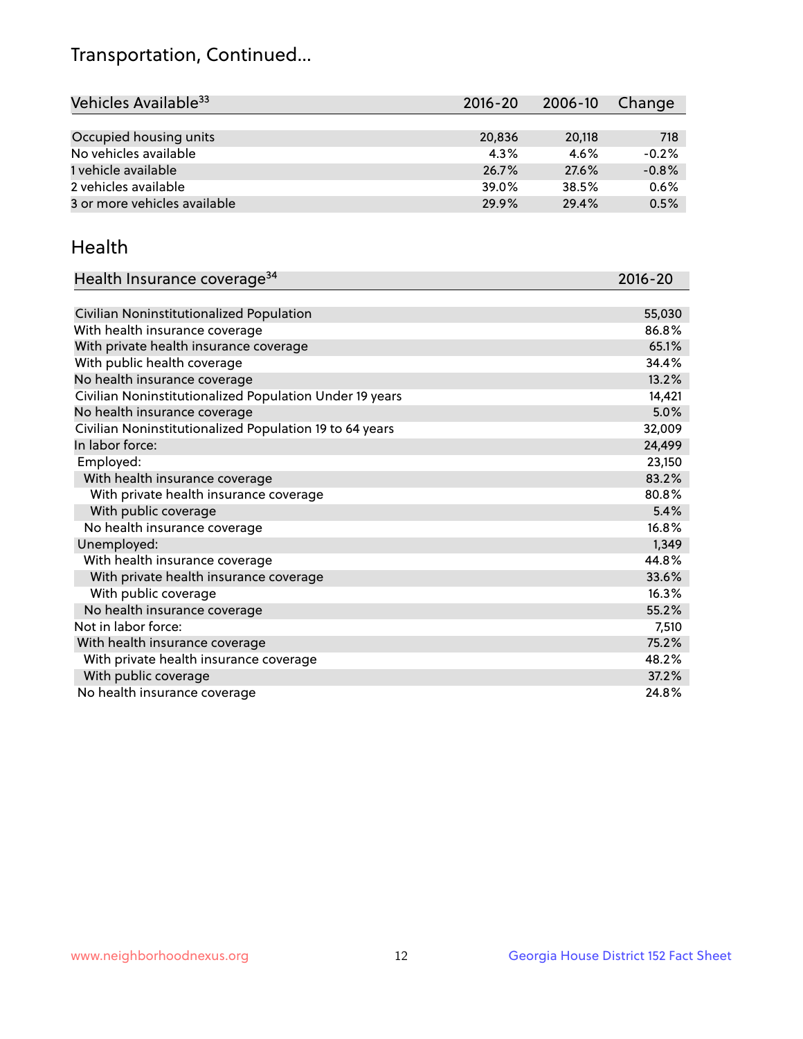# Transportation, Continued...

| Vehicles Available[33] | 2016-20 | 2006-10 | Change |
|---|---|---|---|
| Occupied housing units | 20,836 | 20,118 | 718 |
| No vehicles available | 4.3% | 4.6% | -0.2% |
| 1 vehicle available | 26.7% | 27.6% | -0.8% |
| 2 vehicles available | 39.0% | 38.5% | 0.6% |
| 3 or more vehicles available | 29.9% | 29.4% | 0.5% |

## Health

| Health Insurance coverage[34] | 2016-20 |
|---|---|
| Civilian Noninstitutionalized Population | 55,030 |
| With health insurance coverage | 86.8% |
| With private health insurance coverage | 65.1% |
| With public health coverage | 34.4% |
| No health insurance coverage | 13.2% |
| Civilian Noninstitutionalized Population Under 19 years | 14,421 |
| No health insurance coverage | 5.0% |
| Civilian Noninstitutionalized Population 19 to 64 years | 32,009 |
| In labor force: | 24,499 |
| Employed: | 23,150 |
| With health insurance coverage | 83.2% |
| With private health insurance coverage | 80.8% |
| With public coverage | 5.4% |
| No health insurance coverage | 16.8% |
| Unemployed: | 1,349 |
| With health insurance coverage | 44.8% |
| With private health insurance coverage | 33.6% |
| With public coverage | 16.3% |
| No health insurance coverage | 55.2% |
| Not in labor force: | 7,510 |
| With health insurance coverage | 75.2% |
| With private health insurance coverage | 48.2% |
| With public coverage | 37.2% |
| No health insurance coverage | 24.8% |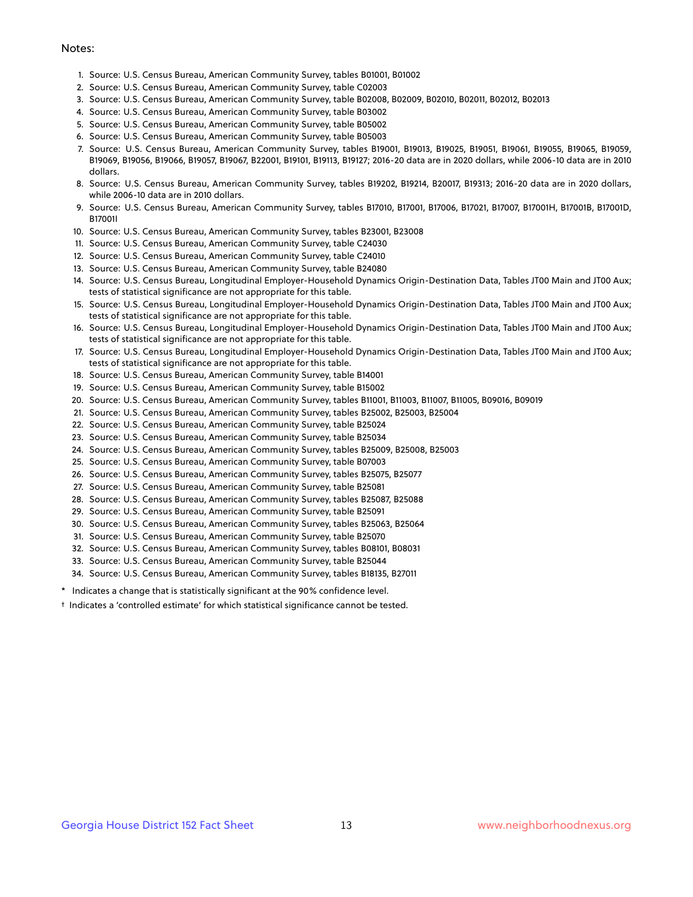Notes:

1. Source: U.S. Census Bureau, American Community Survey, tables B01001, B01002
2. Source: U.S. Census Bureau, American Community Survey, table C02003
3. Source: U.S. Census Bureau, American Community Survey, table B02008, B02009, B02010, B02011, B02012, B02013
4. Source: U.S. Census Bureau, American Community Survey, table B03002
5. Source: U.S. Census Bureau, American Community Survey, table B05002
6. Source: U.S. Census Bureau, American Community Survey, table B05003
7. Source: U.S. Census Bureau, American Community Survey, tables B19001, B19013, B19025, B19051, B19061, B19055, B19065, B19059, B19069, B19056, B19066, B19057, B19067, B22001, B19101, B19113, B19127; 2016-20 data are in 2020 dollars, while 2006-10 data are in 2010 dollars.
8. Source: U.S. Census Bureau, American Community Survey, tables B19202, B19214, B20017, B19313; 2016-20 data are in 2020 dollars, while 2006-10 data are in 2010 dollars.
9. Source: U.S. Census Bureau, American Community Survey, tables B17010, B17001, B17006, B17021, B17007, B17001H, B17001B, B17001D, B17001I
10. Source: U.S. Census Bureau, American Community Survey, tables B23001, B23008
11. Source: U.S. Census Bureau, American Community Survey, table C24030
12. Source: U.S. Census Bureau, American Community Survey, table C24010
13. Source: U.S. Census Bureau, American Community Survey, table B24080
14. Source: U.S. Census Bureau, Longitudinal Employer-Household Dynamics Origin-Destination Data, Tables JT00 Main and JT00 Aux; tests of statistical significance are not appropriate for this table.
15. Source: U.S. Census Bureau, Longitudinal Employer-Household Dynamics Origin-Destination Data, Tables JT00 Main and JT00 Aux; tests of statistical significance are not appropriate for this table.
16. Source: U.S. Census Bureau, Longitudinal Employer-Household Dynamics Origin-Destination Data, Tables JT00 Main and JT00 Aux; tests of statistical significance are not appropriate for this table.
17. Source: U.S. Census Bureau, Longitudinal Employer-Household Dynamics Origin-Destination Data, Tables JT00 Main and JT00 Aux; tests of statistical significance are not appropriate for this table.
18. Source: U.S. Census Bureau, American Community Survey, table B14001
19. Source: U.S. Census Bureau, American Community Survey, table B15002
20. Source: U.S. Census Bureau, American Community Survey, tables B11001, B11003, B11007, B11005, B09016, B09019
21. Source: U.S. Census Bureau, American Community Survey, tables B25002, B25003, B25004
22. Source: U.S. Census Bureau, American Community Survey, table B25024
23. Source: U.S. Census Bureau, American Community Survey, table B25034
24. Source: U.S. Census Bureau, American Community Survey, tables B25009, B25008, B25003
25. Source: U.S. Census Bureau, American Community Survey, table B07003
26. Source: U.S. Census Bureau, American Community Survey, tables B25075, B25077
27. Source: U.S. Census Bureau, American Community Survey, table B25081
28. Source: U.S. Census Bureau, American Community Survey, tables B25087, B25088
29. Source: U.S. Census Bureau, American Community Survey, table B25091
30. Source: U.S. Census Bureau, American Community Survey, tables B25063, B25064
31. Source: U.S. Census Bureau, American Community Survey, table B25070
32. Source: U.S. Census Bureau, American Community Survey, tables B08101, B08031
33. Source: U.S. Census Bureau, American Community Survey, table B25044
34. Source: U.S. Census Bureau, American Community Survey, tables B18135, B27011

\* Indicates a change that is statistically significant at the 90% confidence level.

† Indicates a 'controlled estimate' for which statistical significance cannot be tested.